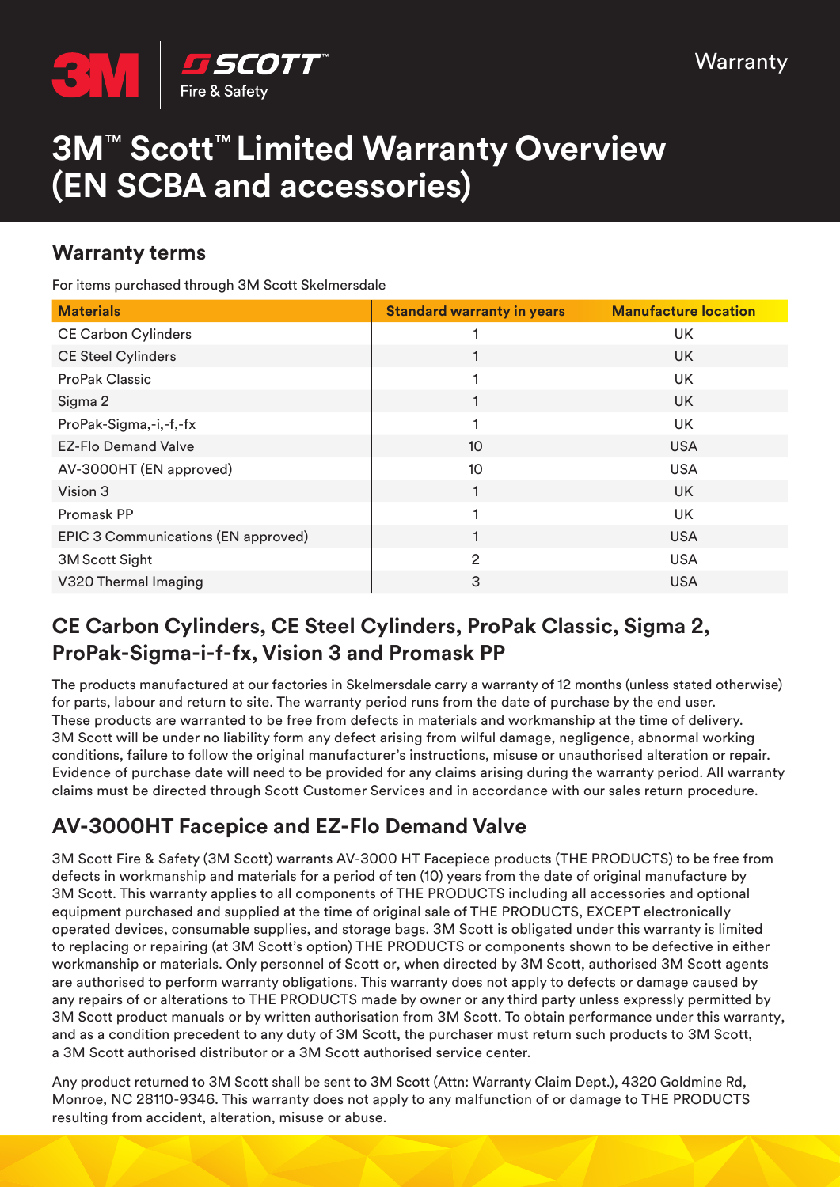Warranty

# 3M™ Scott™ Limited Warranty Overview (EN SCBA and accessories)

## Warranty terms

For items purchased through 3M Scott Skelmersdale

| Materials | Standard warranty in years | Manufacture location |
|---|---|---|
| CE Carbon Cylinders | 1 | UK |
| CE Steel Cylinders | 1 | UK |
| ProPak Classic | 1 | UK |
| Sigma 2 | 1 | UK |
| ProPak-Sigma,-i,-f,-fx | 1 | UK |
| EZ-Flo Demand Valve | 10 | USA |
| AV-3000HT (EN approved) | 10 | USA |
| Vision 3 | 1 | UK |
| Promask PP | 1 | UK |
| EPIC 3 Communications (EN approved) | 1 | USA |
| 3M Scott Sight | 2 | USA |
| V320 Thermal Imaging | 3 | USA |

## CE Carbon Cylinders, CE Steel Cylinders, ProPak Classic, Sigma 2, ProPak-Sigma-i-f-fx, Vision 3 and Promask PP

The products manufactured at our factories in Skelmersdale carry a warranty of 12 months (unless stated otherwise) for parts, labour and return to site. The warranty period runs from the date of purchase by the end user. These products are warranted to be free from defects in materials and workmanship at the time of delivery. 3M Scott will be under no liability form any defect arising from wilful damage, negligence, abnormal working conditions, failure to follow the original manufacturer's instructions, misuse or unauthorised alteration or repair. Evidence of purchase date will need to be provided for any claims arising during the warranty period. All warranty claims must be directed through Scott Customer Services and in accordance with our sales return procedure.

## AV-3000HT Facepice and EZ-Flo Demand Valve

3M Scott Fire & Safety (3M Scott) warrants AV-3000 HT Facepiece products (THE PRODUCTS) to be free from defects in workmanship and materials for a period of ten (10) years from the date of original manufacture by 3M Scott. This warranty applies to all components of THE PRODUCTS including all accessories and optional equipment purchased and supplied at the time of original sale of THE PRODUCTS, EXCEPT electronically operated devices, consumable supplies, and storage bags. 3M Scott is obligated under this warranty is limited to replacing or repairing (at 3M Scott's option) THE PRODUCTS or components shown to be defective in either workmanship or materials. Only personnel of Scott or, when directed by 3M Scott, authorised 3M Scott agents are authorised to perform warranty obligations. This warranty does not apply to defects or damage caused by any repairs of or alterations to THE PRODUCTS made by owner or any third party unless expressly permitted by 3M Scott product manuals or by written authorisation from 3M Scott. To obtain performance under this warranty, and as a condition precedent to any duty of 3M Scott, the purchaser must return such products to 3M Scott, a 3M Scott authorised distributor or a 3M Scott authorised service center.

Any product returned to 3M Scott shall be sent to 3M Scott (Attn: Warranty Claim Dept.), 4320 Goldmine Rd, Monroe, NC 28110-9346. This warranty does not apply to any malfunction of or damage to THE PRODUCTS resulting from accident, alteration, misuse or abuse.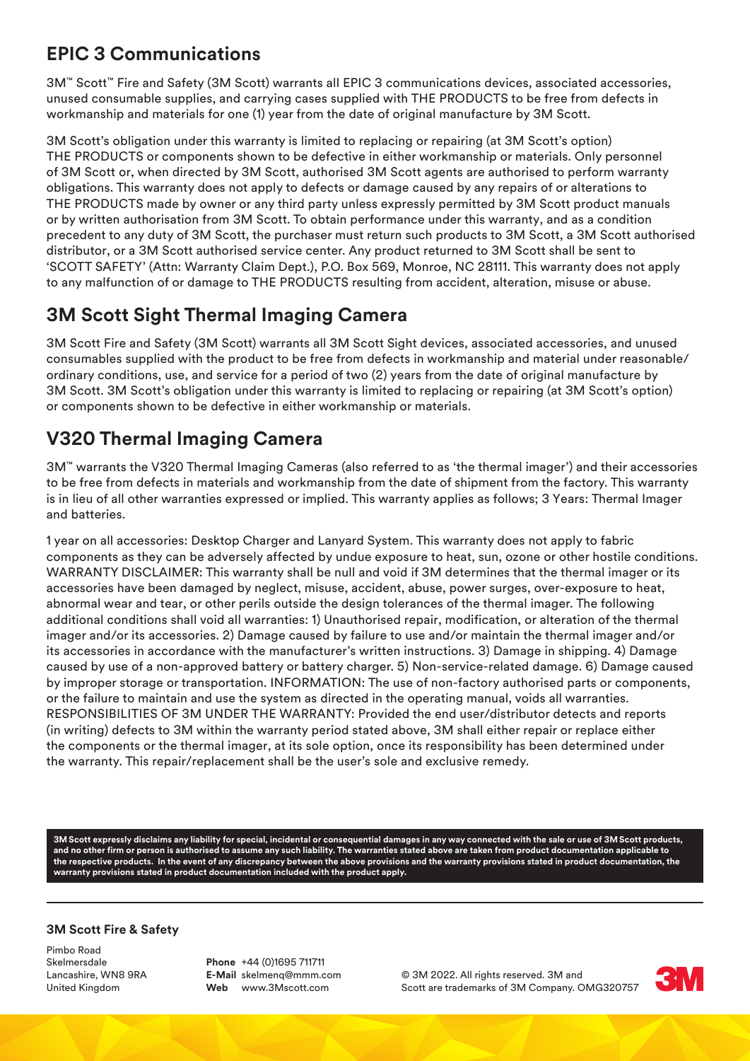## EPIC 3 Communications

3M™ Scott™ Fire and Safety (3M Scott) warrants all EPIC 3 communications devices, associated accessories, unused consumable supplies, and carrying cases supplied with THE PRODUCTS to be free from defects in workmanship and materials for one (1) year from the date of original manufacture by 3M Scott.

3M Scott's obligation under this warranty is limited to replacing or repairing (at 3M Scott's option) THE PRODUCTS or components shown to be defective in either workmanship or materials. Only personnel of 3M Scott or, when directed by 3M Scott, authorised 3M Scott agents are authorised to perform warranty obligations. This warranty does not apply to defects or damage caused by any repairs of or alterations to THE PRODUCTS made by owner or any third party unless expressly permitted by 3M Scott product manuals or by written authorisation from 3M Scott. To obtain performance under this warranty, and as a condition precedent to any duty of 3M Scott, the purchaser must return such products to 3M Scott, a 3M Scott authorised distributor, or a 3M Scott authorised service center. Any product returned to 3M Scott shall be sent to 'SCOTT SAFETY' (Attn: Warranty Claim Dept.), P.O. Box 569, Monroe, NC 28111. This warranty does not apply to any malfunction of or damage to THE PRODUCTS resulting from accident, alteration, misuse or abuse.

## 3M Scott Sight Thermal Imaging Camera

3M Scott Fire and Safety (3M Scott) warrants all 3M Scott Sight devices, associated accessories, and unused consumables supplied with the product to be free from defects in workmanship and material under reasonable/ordinary conditions, use, and service for a period of two (2) years from the date of original manufacture by 3M Scott. 3M Scott's obligation under this warranty is limited to replacing or repairing (at 3M Scott's option) or components shown to be defective in either workmanship or materials.

## V320 Thermal Imaging Camera

3M™ warrants the V320 Thermal Imaging Cameras (also referred to as 'the thermal imager') and their accessories to be free from defects in materials and workmanship from the date of shipment from the factory. This warranty is in lieu of all other warranties expressed or implied. This warranty applies as follows; 3 Years: Thermal Imager and batteries.

1 year on all accessories: Desktop Charger and Lanyard System. This warranty does not apply to fabric components as they can be adversely affected by undue exposure to heat, sun, ozone or other hostile conditions. WARRANTY DISCLAIMER: This warranty shall be null and void if 3M determines that the thermal imager or its accessories have been damaged by neglect, misuse, accident, abuse, power surges, over-exposure to heat, abnormal wear and tear, or other perils outside the design tolerances of the thermal imager. The following additional conditions shall void all warranties: 1) Unauthorised repair, modification, or alteration of the thermal imager and/or its accessories. 2) Damage caused by failure to use and/or maintain the thermal imager and/or its accessories in accordance with the manufacturer's written instructions. 3) Damage in shipping. 4) Damage caused by use of a non-approved battery or battery charger. 5) Non-service-related damage. 6) Damage caused by improper storage or transportation. INFORMATION: The use of non-factory authorised parts or components, or the failure to maintain and use the system as directed in the operating manual, voids all warranties. RESPONSIBILITIES OF 3M UNDER THE WARRANTY: Provided the end user/distributor detects and reports (in writing) defects to 3M within the warranty period stated above, 3M shall either repair or replace either the components or the thermal imager, at its sole option, once its responsibility has been determined under the warranty. This repair/replacement shall be the user's sole and exclusive remedy.

**3M Scott expressly disclaims any liability for special, incidental or consequential damages in any way connected with the sale or use of 3M Scott products, and no other firm or person is authorised to assume any such liability. The warranties stated above are taken from product documentation applicable to the respective products. In the event of any discrepancy between the above provisions and the warranty provisions stated in product documentation, the warranty provisions stated in product documentation included with the product apply.**

**3M Scott Fire & Safety**

Pimbo Road
Skelmersdale
Lancashire, WN8 9RA
United Kingdom

**Phone** +44 (0)1695 711711
**E-Mail** skelmenq@mmm.com
**Web** www.3Mscott.com

© 3M 2022. All rights reserved. 3M and Scott are trademarks of 3M Company. OMG320757